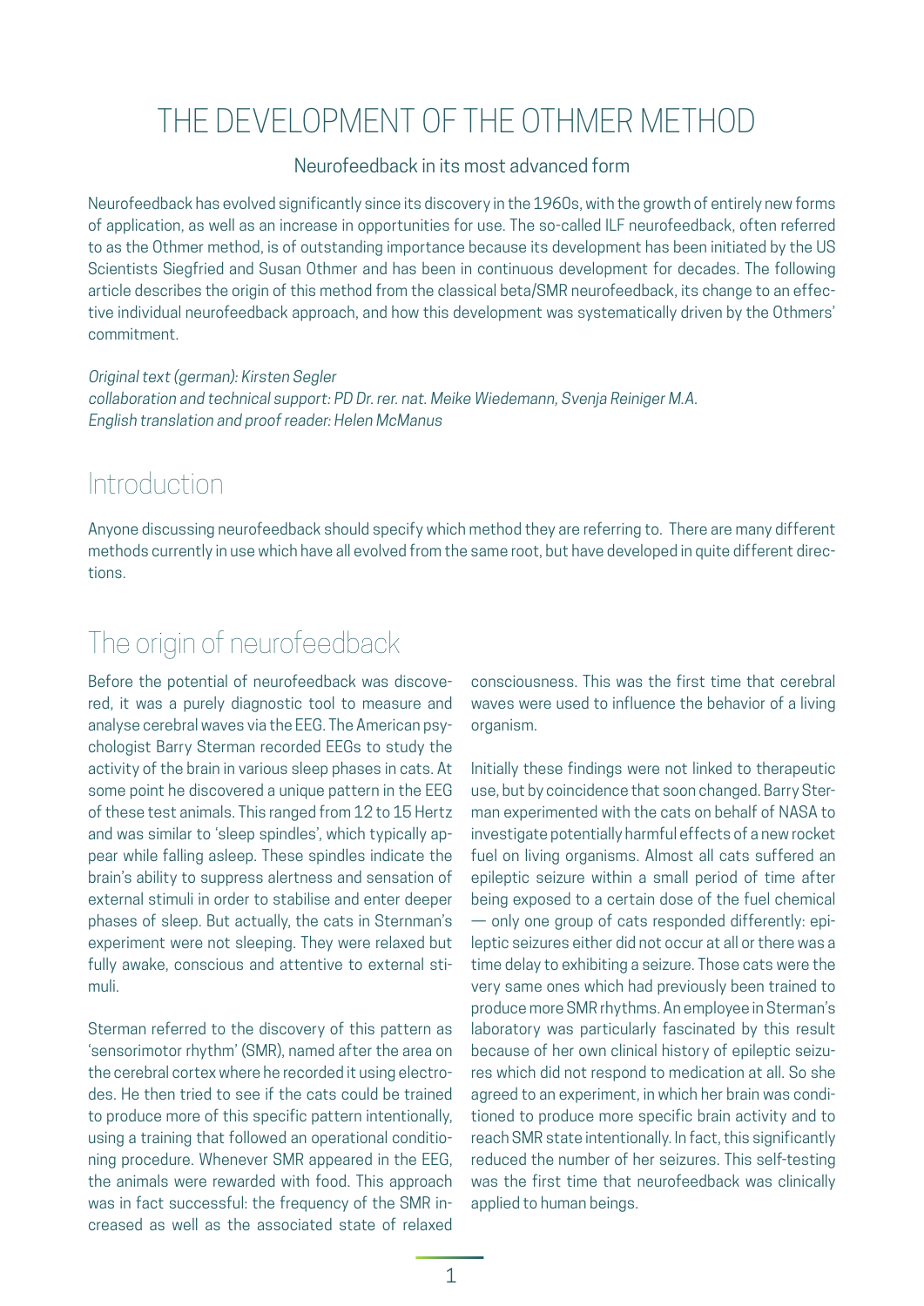# THE DEVELOPMENT OF THE OTHMER METHOD

Neurofeedback in its most advanced form

Neurofeedback has evolved significantly since its discovery in the 1960s, with the growth of entirely new forms of application, as well as an increase in opportunities for use. The so-called ILF neurofeedback, often referred to as the Othmer method, is of outstanding importance because its development has been initiated by the US Scientists Siegfried and Susan Othmer and has been in continuous development for decades. The following article describes the origin of this method from the classical beta/SMR neurofeedback, its change to an effective individual neurofeedback approach, and how this development was systematically driven by the Othmers' commitment.

*Original text (german): Kirsten Segler*
*collaboration and technical support: PD Dr. rer. nat. Meike Wiedemann, Svenja Reiniger M.A.*
*English translation and proof reader: Helen McManus*

## Introduction

Anyone discussing neurofeedback should specify which method they are referring to. There are many different methods currently in use which have all evolved from the same root, but have developed in quite different directions.

## The origin of neurofeedback

Before the potential of neurofeedback was discovered, it was a purely diagnostic tool to measure and analyse cerebral waves via the EEG. The American psychologist Barry Sterman recorded EEGs to study the activity of the brain in various sleep phases in cats. At some point he discovered a unique pattern in the EEG of these test animals. This ranged from 12 to 15 Hertz and was similar to 'sleep spindles', which typically appear while falling asleep. These spindles indicate the brain's ability to suppress alertness and sensation of external stimuli in order to stabilise and enter deeper phases of sleep. But actually, the cats in Sternman's experiment were not sleeping. They were relaxed but fully awake, conscious and attentive to external stimuli.

Sterman referred to the discovery of this pattern as 'sensorimotor rhythm' (SMR), named after the area on the cerebral cortex where he recorded it using electrodes. He then tried to see if the cats could be trained to produce more of this specific pattern intentionally, using a training that followed an operational conditioning procedure. Whenever SMR appeared in the EEG, the animals were rewarded with food. This approach was in fact successful: the frequency of the SMR increased as well as the associated state of relaxed consciousness. This was the first time that cerebral waves were used to influence the behavior of a living organism.

Initially these findings were not linked to therapeutic use, but by coincidence that soon changed. Barry Sterman experimented with the cats on behalf of NASA to investigate potentially harmful effects of a new rocket fuel on living organisms. Almost all cats suffered an epileptic seizure within a small period of time after being exposed to a certain dose of the fuel chemical — only one group of cats responded differently: epileptic seizures either did not occur at all or there was a time delay to exhibiting a seizure. Those cats were the very same ones which had previously been trained to produce more SMR rhythms. An employee in Sterman's laboratory was particularly fascinated by this result because of her own clinical history of epileptic seizures which did not respond to medication at all. So she agreed to an experiment, in which her brain was conditioned to produce more specific brain activity and to reach SMR state intentionally. In fact, this significantly reduced the number of her seizures. This self-testing was the first time that neurofeedback was clinically applied to human beings.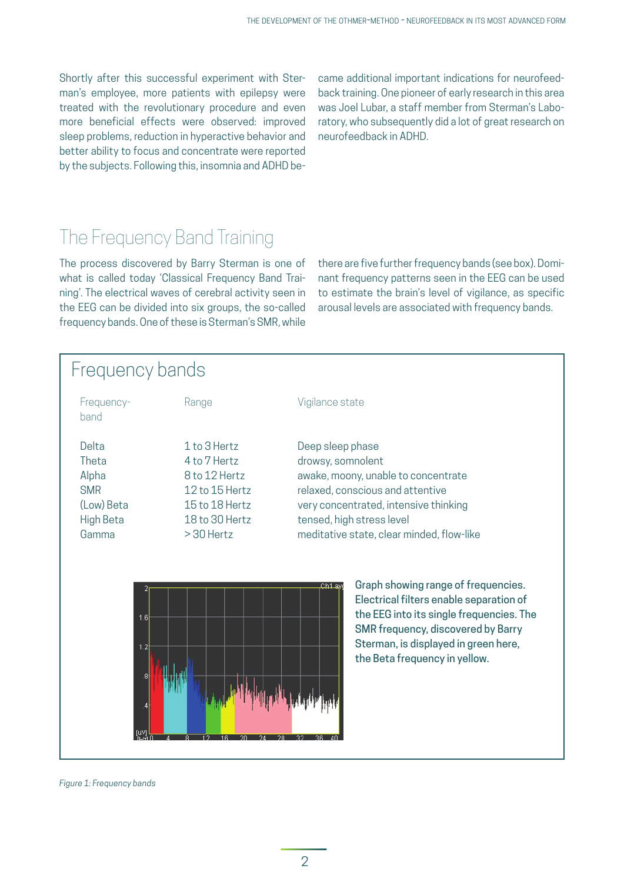Shortly after this successful experiment with Sterman's employee, more patients with epilepsy were treated with the revolutionary procedure and even more beneficial effects were observed: improved sleep problems, reduction in hyperactive behavior and better ability to focus and concentrate were reported by the subjects. Following this, insomnia and ADHD became additional important indications for neurofeedback training. One pioneer of early research in this area was Joel Lubar, a staff member from Sterman's Laboratory, who subsequently did a lot of great research on neurofeedback in ADHD.

## The Frequency Band Training

The process discovered by Barry Sterman is one of what is called today 'Classical Frequency Band Training'. The electrical waves of cerebral activity seen in the EEG can be divided into six groups, the so-called frequency bands. One of these is Sterman's SMR, while there are five further frequency bands (see box). Dominant frequency patterns seen in the EEG can be used to estimate the brain's level of vigilance, as specific arousal levels are associated with frequency bands.

### Frequency bands

| Frequency-band | Range | Vigilance state |
|---|---|---|
| Delta | 1 to 3 Hertz | Deep sleep phase |
| Theta | 4 to 7 Hertz | drowsy, somnolent |
| Alpha | 8 to 12 Hertz | awake, moony, unable to concentrate |
| SMR | 12 to 15 Hertz | relaxed, conscious and attentive |
| (Low) Beta | 15 to 18 Hertz | very concentrated, intensive thinking |
| High Beta | 18 to 30 Hertz | tensed, high stress level |
| Gamma | > 30 Hertz | meditative state, clear minded, flow-like |

Graph showing range of frequencies. Electrical filters enable separation of the EEG into its single frequencies. The SMR frequency, discovered by Barry Sterman, is displayed in green here, the Beta frequency in yellow.

*Figure 1: Frequency bands*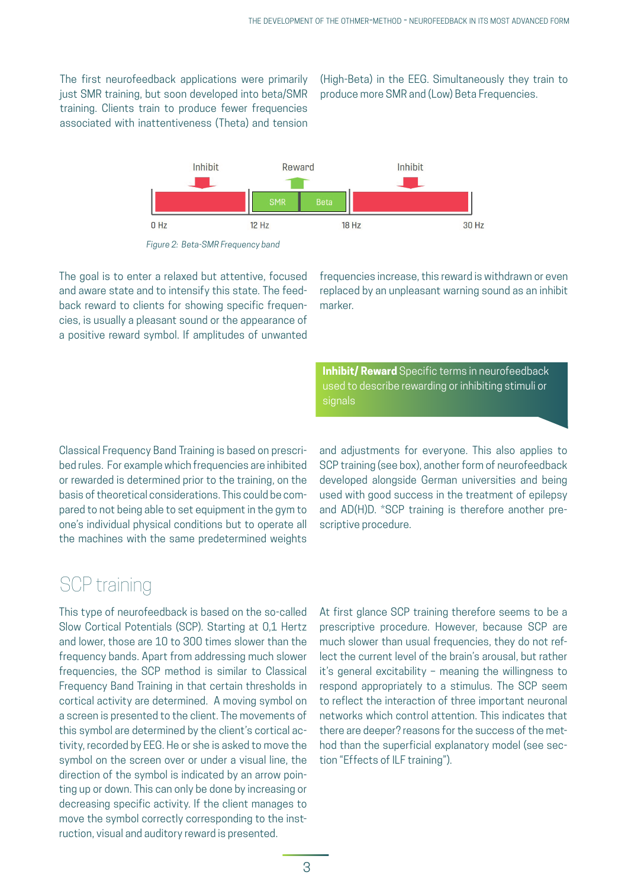The first neurofeedback applications were primarily just SMR training, but soon developed into beta/SMR training. Clients train to produce fewer frequencies associated with inattentiveness (Theta) and tension (High-Beta) in the EEG. Simultaneously they train to produce more SMR and (Low) Beta Frequencies.

| Inhibit | Reward | | Inhibit |
|---|---|---|---|
| | SMR | Beta | |
| 0 Hz | 12 Hz | | 18 Hz – 30 Hz |

*Figure 2: Beta-SMR Frequency band*

The goal is to enter a relaxed but attentive, focused and aware state and to intensify this state. The feedback reward to clients for showing specific frequencies, is usually a pleasant sound or the appearance of a positive reward symbol. If amplitudes of unwanted frequencies increase, this reward is withdrawn or even replaced by an unpleasant warning sound as an inhibit marker.

**Inhibit/ Reward** Specific terms in neurofeedback used to describe rewarding or inhibiting stimuli or signals

Classical Frequency Band Training is based on prescribed rules. For example which frequencies are inhibited or rewarded is determined prior to the training, on the basis of theoretical considerations. This could be compared to not being able to set equipment in the gym to one's individual physical conditions but to operate all the machines with the same predetermined weights and adjustments for everyone. This also applies to SCP training (see box), another form of neurofeedback developed alongside German universities and being used with good success in the treatment of epilepsy and AD(H)D. *SCP training is therefore another prescriptive procedure.

## SCP training

This type of neurofeedback is based on the so-called Slow Cortical Potentials (SCP). Starting at 0,1 Hertz and lower, those are 10 to 300 times slower than the frequency bands. Apart from addressing much slower frequencies, the SCP method is similar to Classical Frequency Band Training in that certain thresholds in cortical activity are determined. A moving symbol on a screen is presented to the client. The movements of this symbol are determined by the client's cortical activity, recorded by EEG. He or she is asked to move the symbol on the screen over or under a visual line, the direction of the symbol is indicated by an arrow pointing up or down. This can only be done by increasing or decreasing specific activity. If the client manages to move the symbol correctly corresponding to the instruction, visual and auditory reward is presented.

At first glance SCP training therefore seems to be a prescriptive procedure. However, because SCP are much slower than usual frequencies, they do not reflect the current level of the brain's arousal, but rather it's general excitability – meaning the willingness to respond appropriately to a stimulus. The SCP seem to reflect the interaction of three important neuronal networks which control attention. This indicates that there are deeper? reasons for the success of the method than the superficial explanatory model (see section "Effects of ILF training").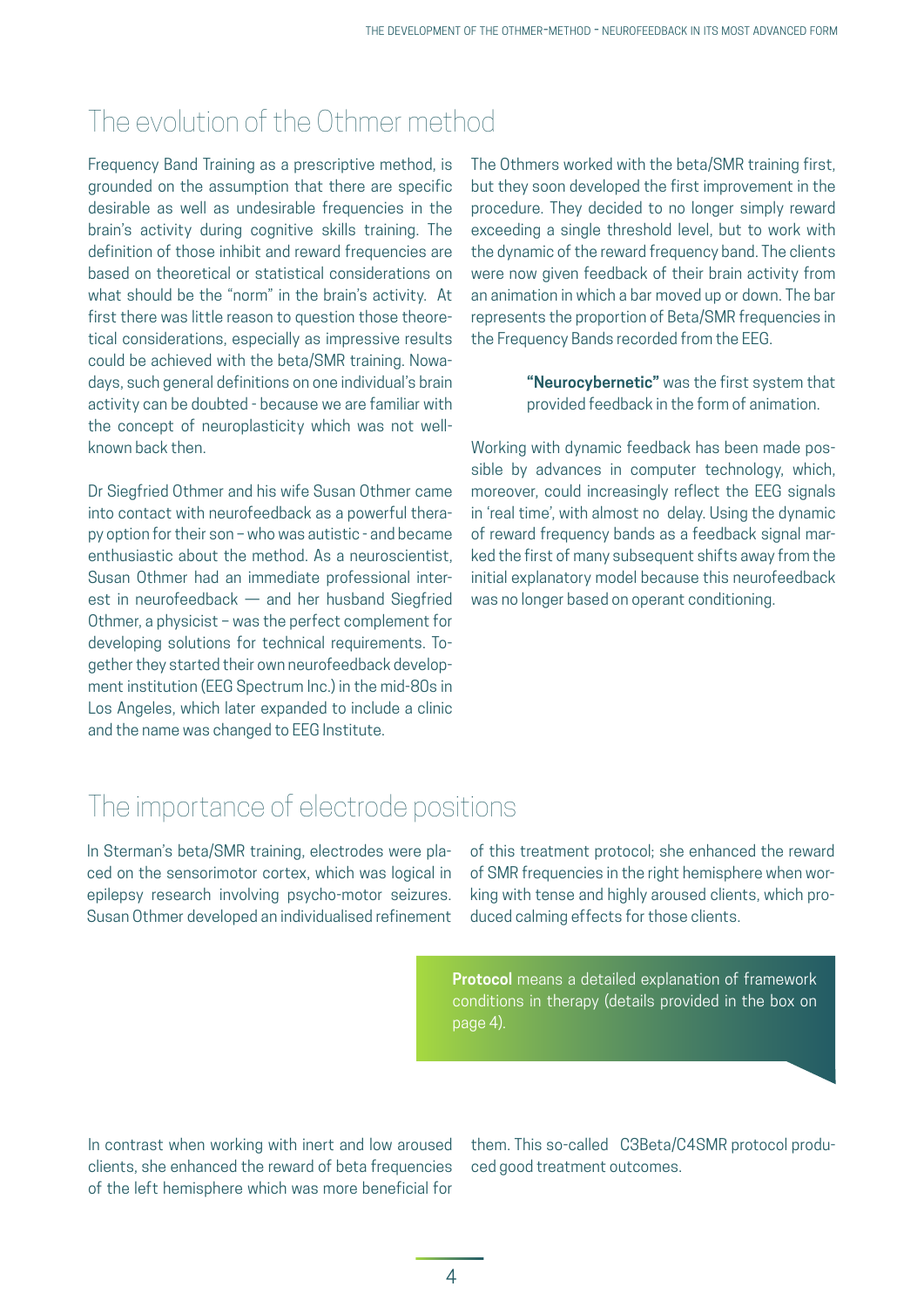## The evolution of the Othmer method

Frequency Band Training as a prescriptive method, is grounded on the assumption that there are specific desirable as well as undesirable frequencies in the brain's activity during cognitive skills training. The definition of those inhibit and reward frequencies are based on theoretical or statistical considerations on what should be the "norm" in the brain's activity. At first there was little reason to question those theoretical considerations, especially as impressive results could be achieved with the beta/SMR training. Nowadays, such general definitions on one individual's brain activity can be doubted - because we are familiar with the concept of neuroplasticity which was not well-known back then.

Dr Siegfried Othmer and his wife Susan Othmer came into contact with neurofeedback as a powerful therapy option for their son – who was autistic - and became enthusiastic about the method. As a neuroscientist, Susan Othmer had an immediate professional interest in neurofeedback — and her husband Siegfried Othmer, a physicist – was the perfect complement for developing solutions for technical requirements. Together they started their own neurofeedback development institution (EEG Spectrum Inc.) in the mid-80s in Los Angeles, which later expanded to include a clinic and the name was changed to EEG Institute.

The Othmers worked with the beta/SMR training first, but they soon developed the first improvement in the procedure. They decided to no longer simply reward exceeding a single threshold level, but to work with the dynamic of the reward frequency band. The clients were now given feedback of their brain activity from an animation in which a bar moved up or down. The bar represents the proportion of Beta/SMR frequencies in the Frequency Bands recorded from the EEG.

> **"Neurocybernetic"** was the first system that provided feedback in the form of animation.

Working with dynamic feedback has been made possible by advances in computer technology, which, moreover, could increasingly reflect the EEG signals in 'real time', with almost no delay. Using the dynamic of reward frequency bands as a feedback signal marked the first of many subsequent shifts away from the initial explanatory model because this neurofeedback was no longer based on operant conditioning.

## The importance of electrode positions

In Sterman's beta/SMR training, electrodes were placed on the sensorimotor cortex, which was logical in epilepsy research involving psycho-motor seizures. Susan Othmer developed an individualised refinement of this treatment protocol; she enhanced the reward of SMR frequencies in the right hemisphere when working with tense and highly aroused clients, which produced calming effects for those clients.

> **Protocol** means a detailed explanation of framework conditions in therapy (details provided in the box on page 4).

In contrast when working with inert and low aroused clients, she enhanced the reward of beta frequencies of the left hemisphere which was more beneficial for them. This so-called C3Beta/C4SMR protocol produced good treatment outcomes.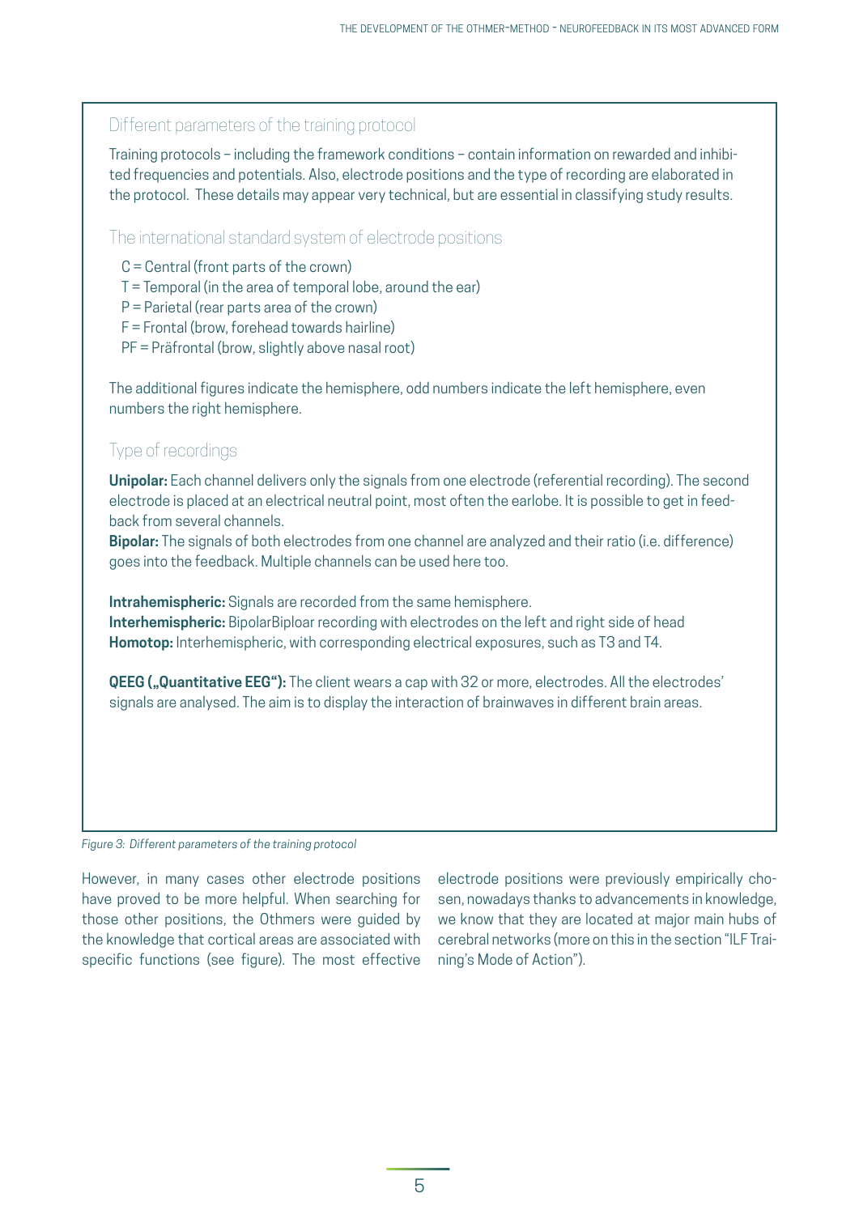### Different parameters of the training protocol

Training protocols – including the framework conditions – contain information on rewarded and inhibited frequencies and potentials. Also, electrode positions and the type of recording are elaborated in the protocol. These details may appear very technical, but are essential in classifying study results.

### The international standard system of electrode positions

- C = Central (front parts of the crown)
- T = Temporal (in the area of temporal lobe, around the ear)
- P = Parietal (rear parts area of the crown)
- F = Frontal (brow, forehead towards hairline)
- PF = Präfrontal (brow, slightly above nasal root)

The additional figures indicate the hemisphere, odd numbers indicate the left hemisphere, even numbers the right hemisphere.

### Type of recordings

**Unipolar:** Each channel delivers only the signals from one electrode (referential recording). The second electrode is placed at an electrical neutral point, most often the earlobe. It is possible to get in feedback from several channels.
**Bipolar:** The signals of both electrodes from one channel are analyzed and their ratio (i.e. difference) goes into the feedback. Multiple channels can be used here too.

**Intrahemispheric:** Signals are recorded from the same hemisphere.
**Interhemispheric:** BipolarBiploar recording with electrodes on the left and right side of head
**Homotop:** Interhemispheric, with corresponding electrical exposures, such as T3 and T4.

**QEEG („Quantitative EEG"):** The client wears a cap with 32 or more, electrodes. All the electrodes' signals are analysed. The aim is to display the interaction of brainwaves in different brain areas.

*Figure 3: Different parameters of the training protocol*

However, in many cases other electrode positions have proved to be more helpful. When searching for those other positions, the Othmers were guided by the knowledge that cortical areas are associated with specific functions (see figure). The most effective electrode positions were previously empirically chosen, nowadays thanks to advancements in knowledge, we know that they are located at major main hubs of cerebral networks (more on this in the section "ILF Training's Mode of Action").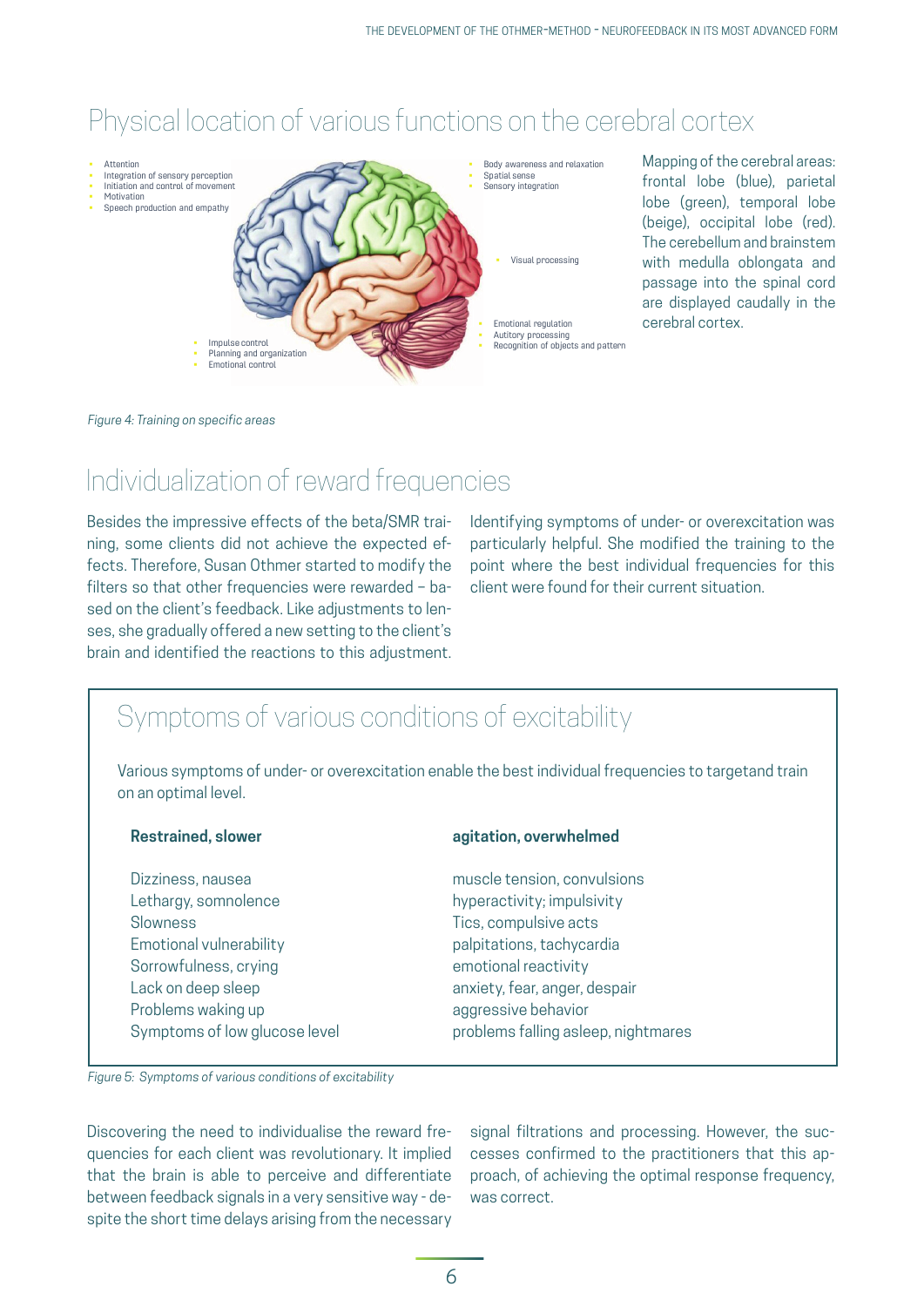## Physical location of various functions on the cerebral cortex

- Attention
- Integration of sensory perception
- Initiation and control of movement
- Motivation
- Speech production and empathy

- Body awareness and relaxation
- Spatial sense
- Sensory integration

- Visual processing

- Emotional regulation
- Autitory processing
- Recognition of objects and pattern

- Impulse control
- Planning and organization
- Emotional control

Mapping of the cerebral areas: frontal lobe (blue), parietal lobe (green), temporal lobe (beige), occipital lobe (red). The cerebellum and brainstem with medulla oblongata and passage into the spinal cord are displayed caudally in the cerebral cortex.

*Figure 4: Training on specific areas*

## Individualization of reward frequencies

Besides the impressive effects of the beta/SMR training, some clients did not achieve the expected effects. Therefore, Susan Othmer started to modify the filters so that other frequencies were rewarded – based on the client's feedback. Like adjustments to lenses, she gradually offered a new setting to the client's brain and identified the reactions to this adjustment.

Identifying symptoms of under- or overexcitation was particularly helpful. She modified the training to the point where the best individual frequencies for this client were found for their current situation.

## Symptoms of various conditions of excitability

Various symptoms of under- or overexcitation enable the best individual frequencies to targetand train on an optimal level.

| **Restrained, slower** | **agitation, overwhelmed** |
|---|---|
| Dizziness, nausea | muscle tension, convulsions |
| Lethargy, somnolence | hyperactivity; impulsivity |
| Slowness | Tics, compulsive acts |
| Emotional vulnerability | palpitations, tachycardia |
| Sorrowfulness, crying | emotional reactivity |
| Lack on deep sleep | anxiety, fear, anger, despair |
| Problems waking up | aggressive behavior |
| Symptoms of low glucose level | problems falling asleep, nightmares |

*Figure 5: Symptoms of various conditions of excitability*

Discovering the need to individualise the reward frequencies for each client was revolutionary. It implied that the brain is able to perceive and differentiate between feedback signals in a very sensitive way - despite the short time delays arising from the necessary signal filtrations and processing. However, the successes confirmed to the practitioners that this approach, of achieving the optimal response frequency, was correct.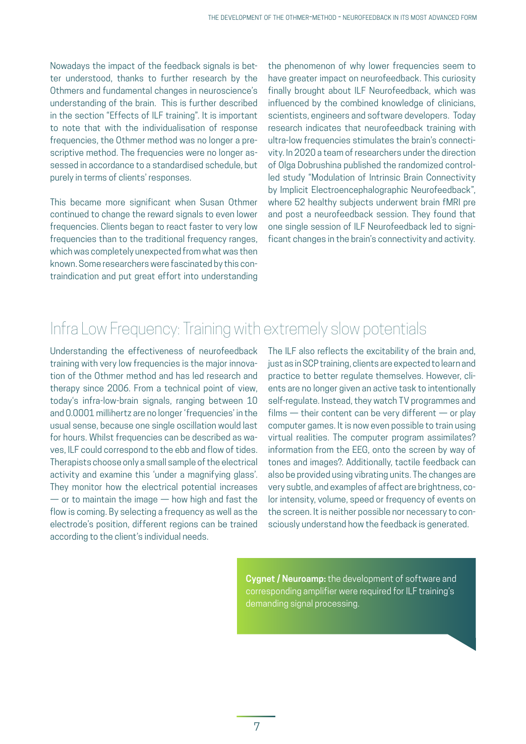Nowadays the impact of the feedback signals is better understood, thanks to further research by the Othmers and fundamental changes in neuroscience's understanding of the brain. This is further described in the section "Effects of ILF training". It is important to note that with the individualisation of response frequencies, the Othmer method was no longer a prescriptive method. The frequencies were no longer assessed in accordance to a standardised schedule, but purely in terms of clients' responses.

This became more significant when Susan Othmer continued to change the reward signals to even lower frequencies. Clients began to react faster to very low frequencies than to the traditional frequency ranges, which was completely unexpected from what was then known. Some researchers were fascinated by this contraindication and put great effort into understanding the phenomenon of why lower frequencies seem to have greater impact on neurofeedback. This curiosity finally brought about ILF Neurofeedback, which was influenced by the combined knowledge of clinicians, scientists, engineers and software developers. Today research indicates that neurofeedback training with ultra-low frequencies stimulates the brain's connectivity. In 2020 a team of researchers under the direction of Olga Dobrushina published the randomized controlled study "Modulation of Intrinsic Brain Connectivity by Implicit Electroencephalographic Neurofeedback", where 52 healthy subjects underwent brain fMRI pre and post a neurofeedback session. They found that one single session of ILF Neurofeedback led to significant changes in the brain's connectivity and activity.

## Infra Low Frequency: Training with extremely slow potentials

Understanding the effectiveness of neurofeedback training with very low frequencies is the major innovation of the Othmer method and has led research and therapy since 2006. From a technical point of view, today's infra-low-brain signals, ranging between 10 and 0.0001 millihertz are no longer 'frequencies' in the usual sense, because one single oscillation would last for hours. Whilst frequencies can be described as waves, ILF could correspond to the ebb and flow of tides. Therapists choose only a small sample of the electrical activity and examine this 'under a magnifying glass'. They monitor how the electrical potential increases — or to maintain the image — how high and fast the flow is coming. By selecting a frequency as well as the electrode's position, different regions can be trained according to the client's individual needs.

The ILF also reflects the excitability of the brain and, just as in SCP training, clients are expected to learn and practice to better regulate themselves. However, clients are no longer given an active task to intentionally self-regulate. Instead, they watch TV programmes and films — their content can be very different — or play computer games. It is now even possible to train using virtual realities. The computer program assimilates? information from the EEG, onto the screen by way of tones and images?. Additionally, tactile feedback can also be provided using vibrating units. The changes are very subtle, and examples of affect are brightness, color intensity, volume, speed or frequency of events on the screen. It is neither possible nor necessary to consciously understand how the feedback is generated.

**Cygnet / Neuroamp:** the development of software and corresponding amplifier were required for ILF training's demanding signal processing.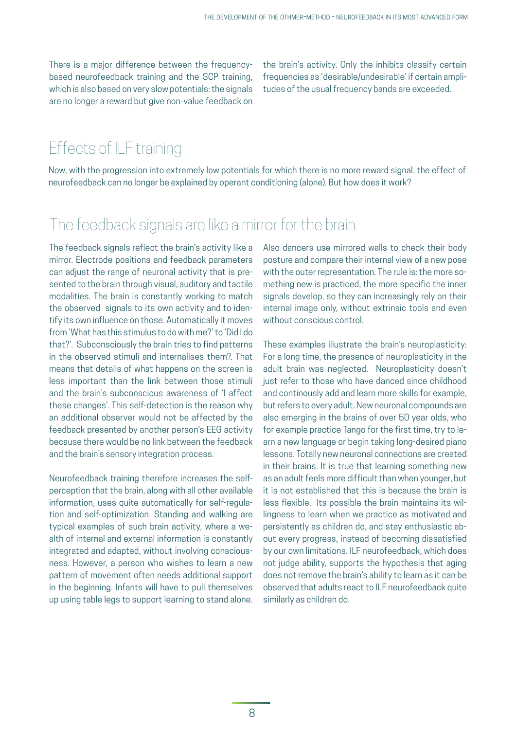There is a major difference between the frequency-based neurofeedback training and the SCP training, which is also based on very slow potentials: the signals are no longer a reward but give non-value feedback on the brain's activity. Only the inhibits classify certain frequencies as 'desirable/undesirable' if certain amplitudes of the usual frequency bands are exceeded.

## Effects of ILF training

Now, with the progression into extremely low potentials for which there is no more reward signal, the effect of neurofeedback can no longer be explained by operant conditioning (alone). But how does it work?

## The feedback signals are like a mirror for the brain

The feedback signals reflect the brain's activity like a mirror. Electrode positions and feedback parameters can adjust the range of neuronal activity that is presented to the brain through visual, auditory and tactile modalities. The brain is constantly working to match the observed signals to its own activity and to identify its own influence on those. Automatically it moves from 'What has this stimulus to do with me?' to 'Did I do that?'. Subconsciously the brain tries to find patterns in the observed stimuli and internalises them?. That means that details of what happens on the screen is less important than the link between those stimuli and the brain's subconscious awareness of 'I affect these changes'. This self-detection is the reason why an additional observer would not be affected by the feedback presented by another person's EEG activity because there would be no link between the feedback and the brain's sensory integration process.

Neurofeedback training therefore increases the self-perception that the brain, along with all other available information, uses quite automatically for self-regulation and self-optimization. Standing and walking are typical examples of such brain activity, where a wealth of internal and external information is constantly integrated and adapted, without involving consciousness. However, a person who wishes to learn a new pattern of movement often needs additional support in the beginning. Infants will have to pull themselves up using table legs to support learning to stand alone. Also dancers use mirrored walls to check their body posture and compare their internal view of a new pose with the outer representation. The rule is: the more something new is practiced, the more specific the inner signals develop, so they can increasingly rely on their internal image only, without extrinsic tools and even without conscious control.

These examples illustrate the brain's neuroplasticity: For a long time, the presence of neuroplasticity in the adult brain was neglected. Neuroplasticity doesn't just refer to those who have danced since childhood and continously add and learn more skills for example, but refers to every adult. New neuronal compounds are also emerging in the brains of over 50 year olds, who for example practice Tango for the first time, try to learn a new language or begin taking long-desired piano lessons. Totally new neuronal connections are created in their brains. It is true that learning something new as an adult feels more difficult than when younger, but it is not established that this is because the brain is less flexible. Its possible the brain maintains its willingness to learn when we practice as motivated and persistently as children do, and stay enthusiastic about every progress, instead of becoming dissatisfied by our own limitations. ILF neurofeedback, which does not judge ability, supports the hypothesis that aging does not remove the brain's ability to learn as it can be observed that adults react to ILF neurofeedback quite similarly as children do.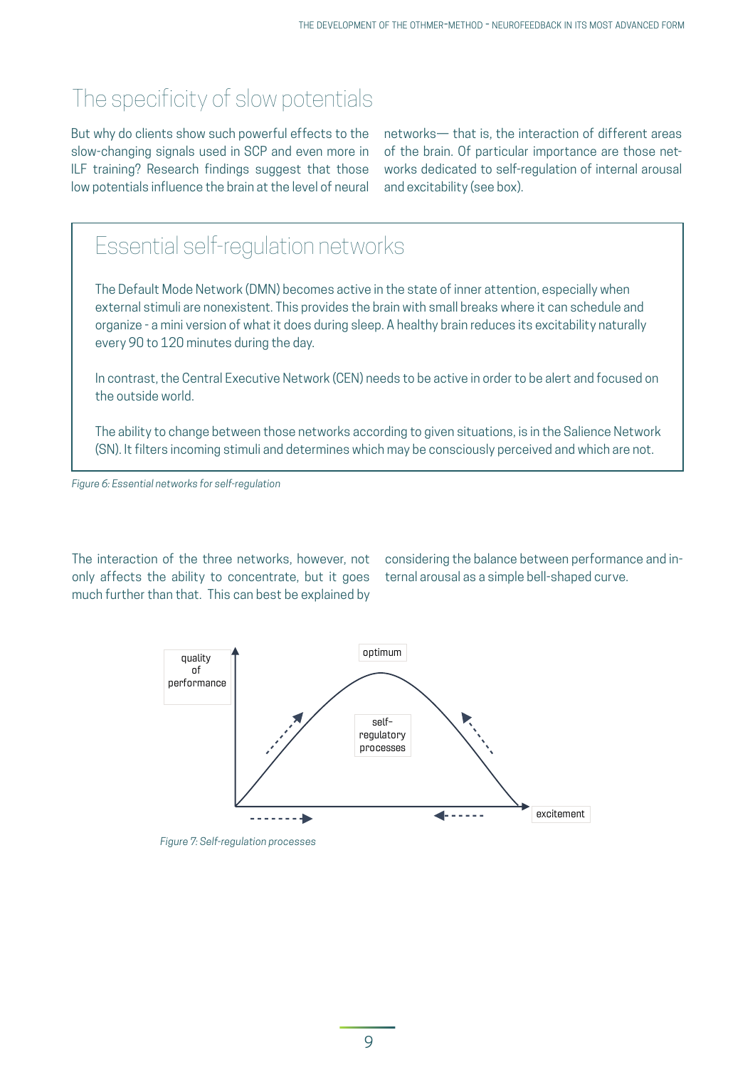## The specificity of slow potentials

But why do clients show such powerful effects to the slow-changing signals used in SCP and even more in ILF training? Research findings suggest that those low potentials influence the brain at the level of neural networks— that is, the interaction of different areas of the brain. Of particular importance are those networks dedicated to self-regulation of internal arousal and excitability (see box).

### Essential self-regulation networks

The Default Mode Network (DMN) becomes active in the state of inner attention, especially when external stimuli are nonexistent. This provides the brain with small breaks where it can schedule and organize - a mini version of what it does during sleep. A healthy brain reduces its excitability naturally every 90 to 120 minutes during the day.

In contrast, the Central Executive Network (CEN) needs to be active in order to be alert and focused on the outside world.

The ability to change between those networks according to given situations, is in the Salience Network (SN). It filters incoming stimuli and determines which may be consciously perceived and which are not.

*Figure 6: Essential networks for self-regulation*

The interaction of the three networks, however, not only affects the ability to concentrate, but it goes much further than that. This can best be explained by considering the balance between performance and internal arousal as a simple bell-shaped curve.

quality of performance

optimum

self-regulatory processes

excitement

*Figure 7: Self-regulation processes*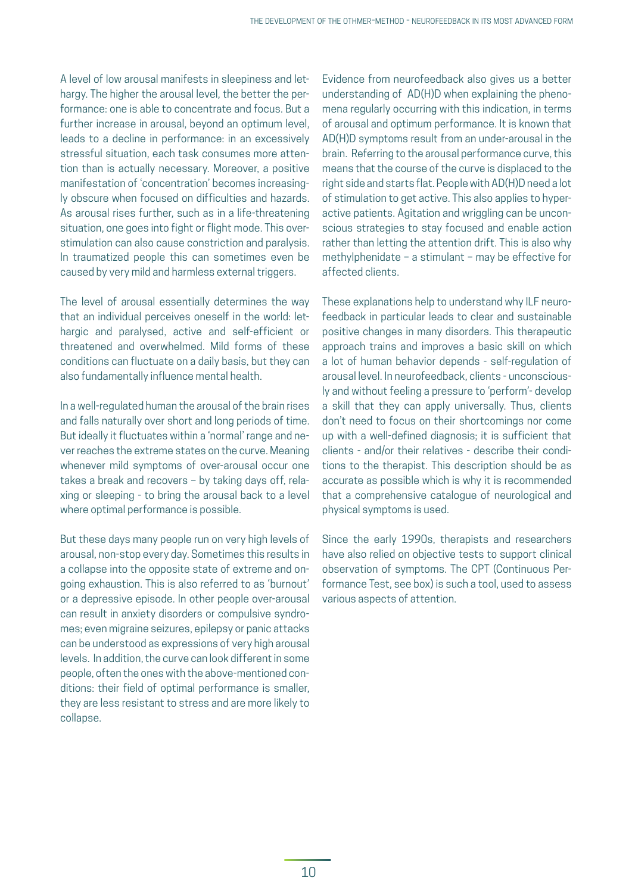A level of low arousal manifests in sleepiness and lethargy. The higher the arousal level, the better the performance: one is able to concentrate and focus. But a further increase in arousal, beyond an optimum level, leads to a decline in performance: in an excessively stressful situation, each task consumes more attention than is actually necessary. Moreover, a positive manifestation of 'concentration' becomes increasingly obscure when focused on difficulties and hazards. As arousal rises further, such as in a life-threatening situation, one goes into fight or flight mode. This overstimulation can also cause constriction and paralysis. In traumatized people this can sometimes even be caused by very mild and harmless external triggers.

The level of arousal essentially determines the way that an individual perceives oneself in the world: lethargic and paralysed, active and self-efficient or threatened and overwhelmed. Mild forms of these conditions can fluctuate on a daily basis, but they can also fundamentally influence mental health.

In a well-regulated human the arousal of the brain rises and falls naturally over short and long periods of time. But ideally it fluctuates within a 'normal' range and never reaches the extreme states on the curve. Meaning whenever mild symptoms of over-arousal occur one takes a break and recovers – by taking days off, relaxing or sleeping - to bring the arousal back to a level where optimal performance is possible.

But these days many people run on very high levels of arousal, non-stop every day. Sometimes this results in a collapse into the opposite state of extreme and ongoing exhaustion. This is also referred to as 'burnout' or a depressive episode. In other people over-arousal can result in anxiety disorders or compulsive syndromes; even migraine seizures, epilepsy or panic attacks can be understood as expressions of very high arousal levels. In addition, the curve can look different in some people, often the ones with the above-mentioned conditions: their field of optimal performance is smaller, they are less resistant to stress and are more likely to collapse.

Evidence from neurofeedback also gives us a better understanding of AD(H)D when explaining the phenomena regularly occurring with this indication, in terms of arousal and optimum performance. It is known that AD(H)D symptoms result from an under-arousal in the brain. Referring to the arousal performance curve, this means that the course of the curve is displaced to the right side and starts flat. People with AD(H)D need a lot of stimulation to get active. This also applies to hyperactive patients. Agitation and wriggling can be unconscious strategies to stay focused and enable action rather than letting the attention drift. This is also why methylphenidate – a stimulant – may be effective for affected clients.

These explanations help to understand why ILF neurofeedback in particular leads to clear and sustainable positive changes in many disorders. This therapeutic approach trains and improves a basic skill on which a lot of human behavior depends - self-regulation of arousal level. In neurofeedback, clients - unconsciously and without feeling a pressure to 'perform'- develop a skill that they can apply universally. Thus, clients don't need to focus on their shortcomings nor come up with a well-defined diagnosis; it is sufficient that clients - and/or their relatives - describe their conditions to the therapist. This description should be as accurate as possible which is why it is recommended that a comprehensive catalogue of neurological and physical symptoms is used.

Since the early 1990s, therapists and researchers have also relied on objective tests to support clinical observation of symptoms. The CPT (Continuous Performance Test, see box) is such a tool, used to assess various aspects of attention.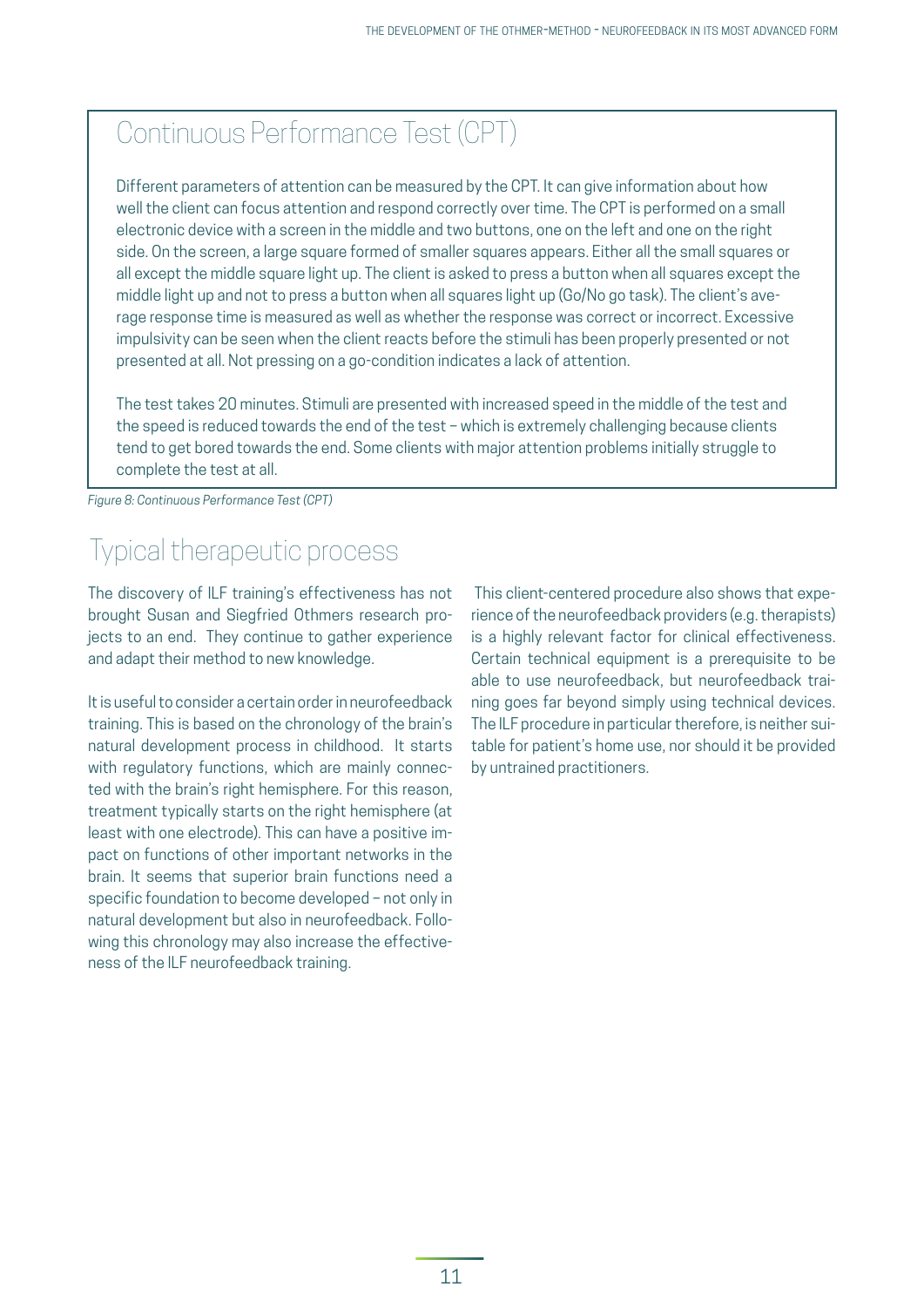## Continuous Performance Test (CPT)

Different parameters of attention can be measured by the CPT. It can give information about how well the client can focus attention and respond correctly over time. The CPT is performed on a small electronic device with a screen in the middle and two buttons, one on the left and one on the right side. On the screen, a large square formed of smaller squares appears. Either all the small squares or all except the middle square light up. The client is asked to press a button when all squares except the middle light up and not to press a button when all squares light up (Go/No go task). The client's average response time is measured as well as whether the response was correct or incorrect. Excessive impulsivity can be seen when the client reacts before the stimuli has been properly presented or not presented at all. Not pressing on a go-condition indicates a lack of attention.

The test takes 20 minutes. Stimuli are presented with increased speed in the middle of the test and the speed is reduced towards the end of the test – which is extremely challenging because clients tend to get bored towards the end. Some clients with major attention problems initially struggle to complete the test at all.

*Figure 8: Continuous Performance Test (CPT)*

## Typical therapeutic process

The discovery of ILF training's effectiveness has not brought Susan and Siegfried Othmers research projects to an end. They continue to gather experience and adapt their method to new knowledge.

It is useful to consider a certain order in neurofeedback training. This is based on the chronology of the brain's natural development process in childhood. It starts with regulatory functions, which are mainly connected with the brain's right hemisphere. For this reason, treatment typically starts on the right hemisphere (at least with one electrode). This can have a positive impact on functions of other important networks in the brain. It seems that superior brain functions need a specific foundation to become developed – not only in natural development but also in neurofeedback. Following this chronology may also increase the effectiveness of the ILF neurofeedback training.

This client-centered procedure also shows that experience of the neurofeedback providers (e.g. therapists) is a highly relevant factor for clinical effectiveness. Certain technical equipment is a prerequisite to be able to use neurofeedback, but neurofeedback training goes far beyond simply using technical devices. The ILF procedure in particular therefore, is neither suitable for patient's home use, nor should it be provided by untrained practitioners.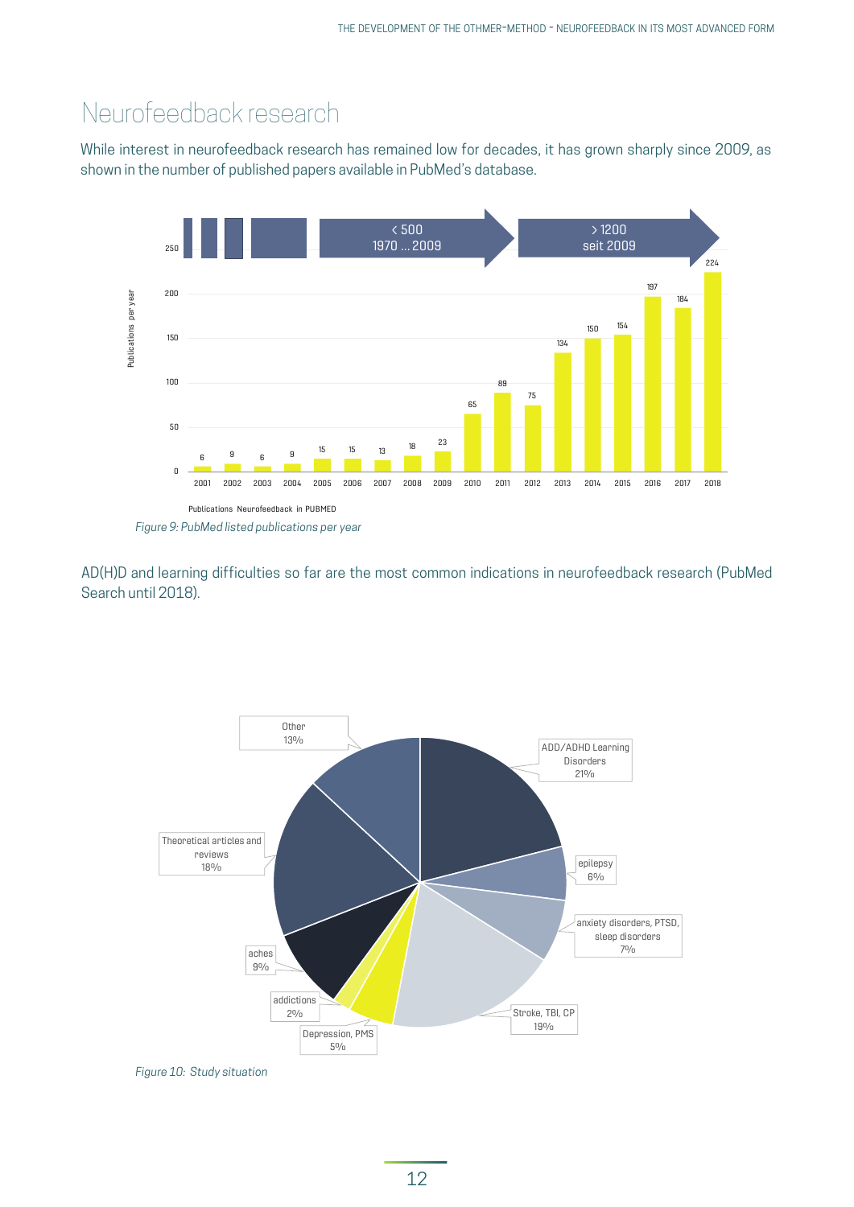# Neurofeedback research

While interest in neurofeedback research has remained low for decades, it has grown sharply since 2009, as shown in the number of published papers available in PubMed's database.

| Year | Publications per year |
|---|---|
| 2001 | 6 |
| 2002 | 9 |
| 2003 | 6 |
| 2004 | 9 |
| 2005 | 15 |
| 2006 | 15 |
| 2007 | 13 |
| 2008 | 18 |
| 2009 | 23 |
| 2010 | 65 |
| 2011 | 89 |
| 2012 | 75 |
| 2013 | 134 |
| 2014 | 150 |
| 2015 | 154 |
| 2016 | 197 |
| 2017 | 184 |
| 2018 | 224 |

< 500 1970 ... 2009

> 1200 seit 2009

Publications Neurofeedback in PUBMED

*Figure 9: PubMed listed publications per year*

AD(H)D and learning difficulties so far are the most common indications in neurofeedback research (PubMed Search until 2018).

| Indication | Share |
|---|---|
| ADD/ADHD Learning Disorders | 21% |
| epilepsy | 6% |
| anxiety disorders, PTSD, sleep disorders | 7% |
| Stroke, TBI, CP | 19% |
| Depression, PMS | 5% |
| addictions | 2% |
| aches | 9% |
| Theoretical articles and reviews | 18% |
| Other | 13% |

*Figure 10: Study situation*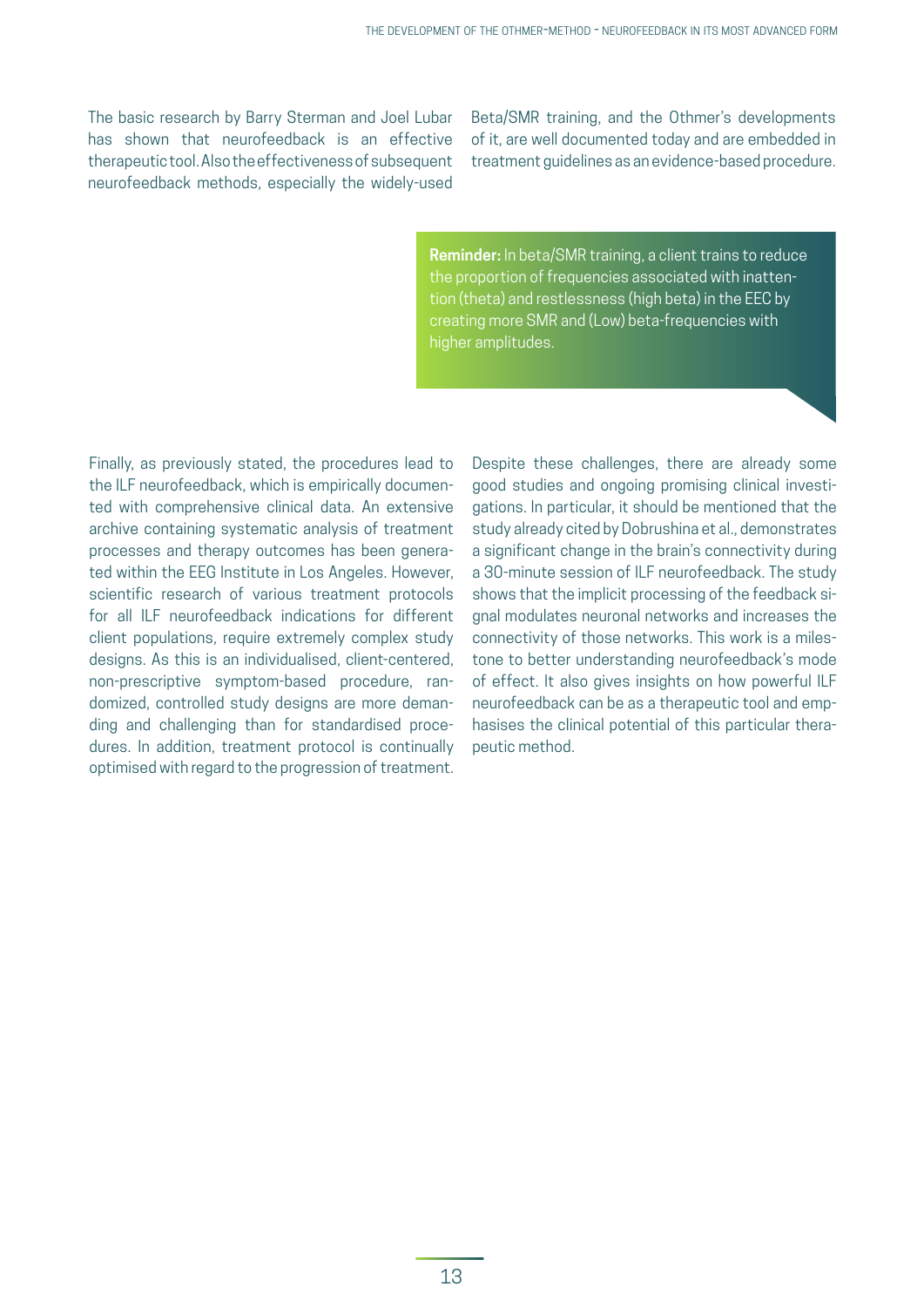The basic research by Barry Sterman and Joel Lubar has shown that neurofeedback is an effective therapeutic tool. Also the effectiveness of subsequent neurofeedback methods, especially the widely-used Beta/SMR training, and the Othmer's developments of it, are well documented today and are embedded in treatment guidelines as an evidence-based procedure.

> **Reminder:** In beta/SMR training, a client trains to reduce the proportion of frequencies associated with inattention (theta) and restlessness (high beta) in the EEC by creating more SMR and (Low) beta-frequencies with higher amplitudes.

Finally, as previously stated, the procedures lead to the ILF neurofeedback, which is empirically documented with comprehensive clinical data. An extensive archive containing systematic analysis of treatment processes and therapy outcomes has been generated within the EEG Institute in Los Angeles. However, scientific research of various treatment protocols for all ILF neurofeedback indications for different client populations, require extremely complex study designs. As this is an individualised, client-centered, non-prescriptive symptom-based procedure, randomized, controlled study designs are more demanding and challenging than for standardised procedures. In addition, treatment protocol is continually optimised with regard to the progression of treatment.

Despite these challenges, there are already some good studies and ongoing promising clinical investigations. In particular, it should be mentioned that the study already cited by Dobrushina et al., demonstrates a significant change in the brain's connectivity during a 30-minute session of ILF neurofeedback. The study shows that the implicit processing of the feedback signal modulates neuronal networks and increases the connectivity of those networks. This work is a milestone to better understanding neurofeedback's mode of effect. It also gives insights on how powerful ILF neurofeedback can be as a therapeutic tool and emphasises the clinical potential of this particular therapeutic method.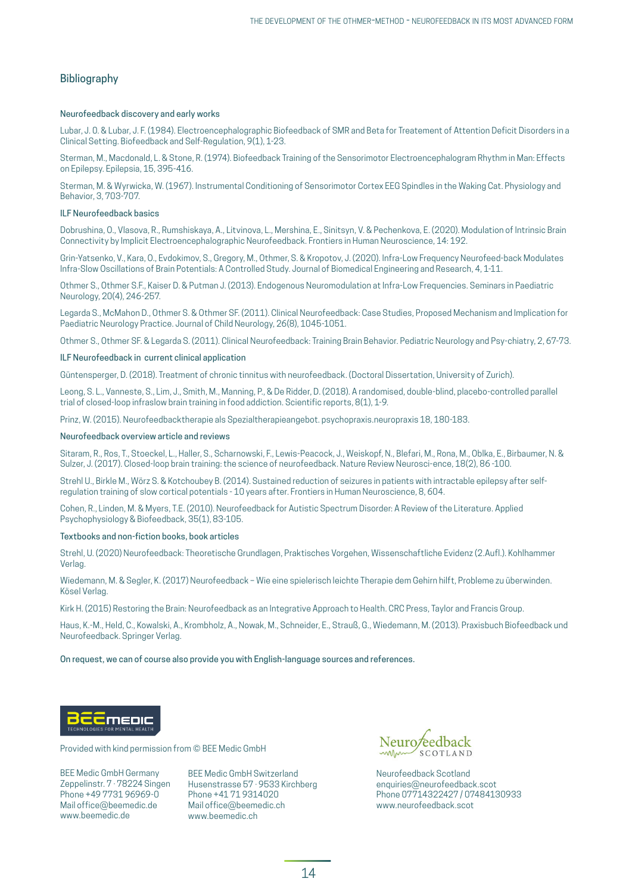## Bibliography

### Neurofeedback discovery and early works

Lubar, J. O. & Lubar, J. F. (1984). Electroencephalographic Biofeedback of SMR and Beta for Treatement of Attention Deficit Disorders in a Clinical Setting. Biofeedback and Self-Regulation, 9(1), 1-23.

Sterman, M., Macdonald, L. & Stone, R. (1974). Biofeedback Training of the Sensorimotor Electroencephalogram Rhythm in Man: Effects on Epilepsy. Epilepsia, 15, 395-416.

Sterman, M. & Wyrwicka, W. (1967). Instrumental Conditioning of Sensorimotor Cortex EEG Spindles in the Waking Cat. Physiology and Behavior, 3, 703-707.

### ILF Neurofeedback basics

Dobrushina, O., Vlasova, R., Rumshiskaya, A., Litvinova, L., Mershina, E., Sinitsyn, V. & Pechenkova, E. (2020). Modulation of Intrinsic Brain Connectivity by Implicit Electroencephalographic Neurofeedback. Frontiers in Human Neuroscience, 14: 192.

Grin-Yatsenko, V., Kara, O., Evdokimov, S., Gregory, M., Othmer, S. & Kropotov, J. (2020). Infra-Low Frequency Neurofeed-back Modulates Infra-Slow Oscillations of Brain Potentials: A Controlled Study. Journal of Biomedical Engineering and Research, 4, 1-11.

Othmer S., Othmer S.F., Kaiser D. & Putman J. (2013). Endogenous Neuromodulation at Infra-Low Frequencies. Seminars in Paediatric Neurology, 20(4), 246-257.

Legarda S., McMahon D., Othmer S. & Othmer SF. (2011). Clinical Neurofeedback: Case Studies, Proposed Mechanism and Implication for Paediatric Neurology Practice. Journal of Child Neurology, 26(8), 1045-1051.

Othmer S., Othmer SF. & Legarda S. (2011). Clinical Neurofeedback: Training Brain Behavior. Pediatric Neurology and Psy-chiatry, 2, 67-73.

### ILF Neurofeedback in current clinical application

Güntensperger, D. (2018). Treatment of chronic tinnitus with neurofeedback. (Doctoral Dissertation, University of Zurich).

Leong, S. L., Vanneste, S., Lim, J., Smith, M., Manning, P., & De Ridder, D. (2018). A randomised, double-blind, placebo-controlled parallel trial of closed-loop infraslow brain training in food addiction. Scientific reports, 8(1), 1-9.

Prinz, W. (2015). Neurofeedbacktherapie als Spezialtherapieangebot. psychopraxis.neuropraxis 18, 180-183.

### Neurofeedback overview article and reviews

Sitaram, R., Ros, T., Stoeckel, L., Haller, S., Scharnowski, F., Lewis-Peacock, J., Weiskopf, N., Blefari, M., Rona, M., Oblka, E., Birbaumer, N. & Sulzer, J. (2017). Closed-loop brain training: the science of neurofeedback. Nature Review Neurosci-ence, 18(2), 86 -100.

Strehl U., Birkle M., Wörz S. & Kotchoubey B. (2014). Sustained reduction of seizures in patients with intractable epilepsy after self-regulation training of slow cortical potentials - 10 years after. Frontiers in Human Neuroscience, 8, 604.

Cohen, R., Linden, M. & Myers, T.E. (2010). Neurofeedback for Autistic Spectrum Disorder: A Review of the Literature. Applied Psychophysiology & Biofeedback, 35(1), 83-105.

### Textbooks and non-fiction books, book articles

Strehl, U. (2020) Neurofeedback: Theoretische Grundlagen, Praktisches Vorgehen, Wissenschaftliche Evidenz (2.Aufl.). Kohlhammer Verlag.

Wiedemann, M. & Segler, K. (2017) Neurofeedback – Wie eine spielerisch leichte Therapie dem Gehirn hilft, Probleme zu überwinden. Kösel Verlag.

Kirk H. (2015) Restoring the Brain: Neurofeedback as an Integrative Approach to Health. CRC Press, Taylor and Francis Group.

Haus, K.-M., Held, C., Kowalski, A., Krombholz, A., Nowak, M., Schneider, E., Strauß, G., Wiedemann, M. (2013). Praxisbuch Biofeedback und Neurofeedback. Springer Verlag.

On request, we can of course also provide you with English-language sources and references.

BEEMEDIC
TECHNOLOGIES FOR MENTAL HEALTH

Provided with kind permission from © BEE Medic GmbH

BEE Medic GmbH Germany
Zeppelinstr. 7 · 78224 Singen
Phone +49 7731 96969-0
Mail office@beemedic.de
www.beemedic.de

BEE Medic GmbH Switzerland
Husenstrasse 57 · 9533 Kirchberg
Phone +41 71 9314020
Mail office@beemedic.ch
www.beemedic.ch

Neurofeedback SCOTLAND

Neurofeedback Scotland
enquiries@neurofeedback.scot
Phone 07714322427 / 07484130933
www.neurofeedback.scot